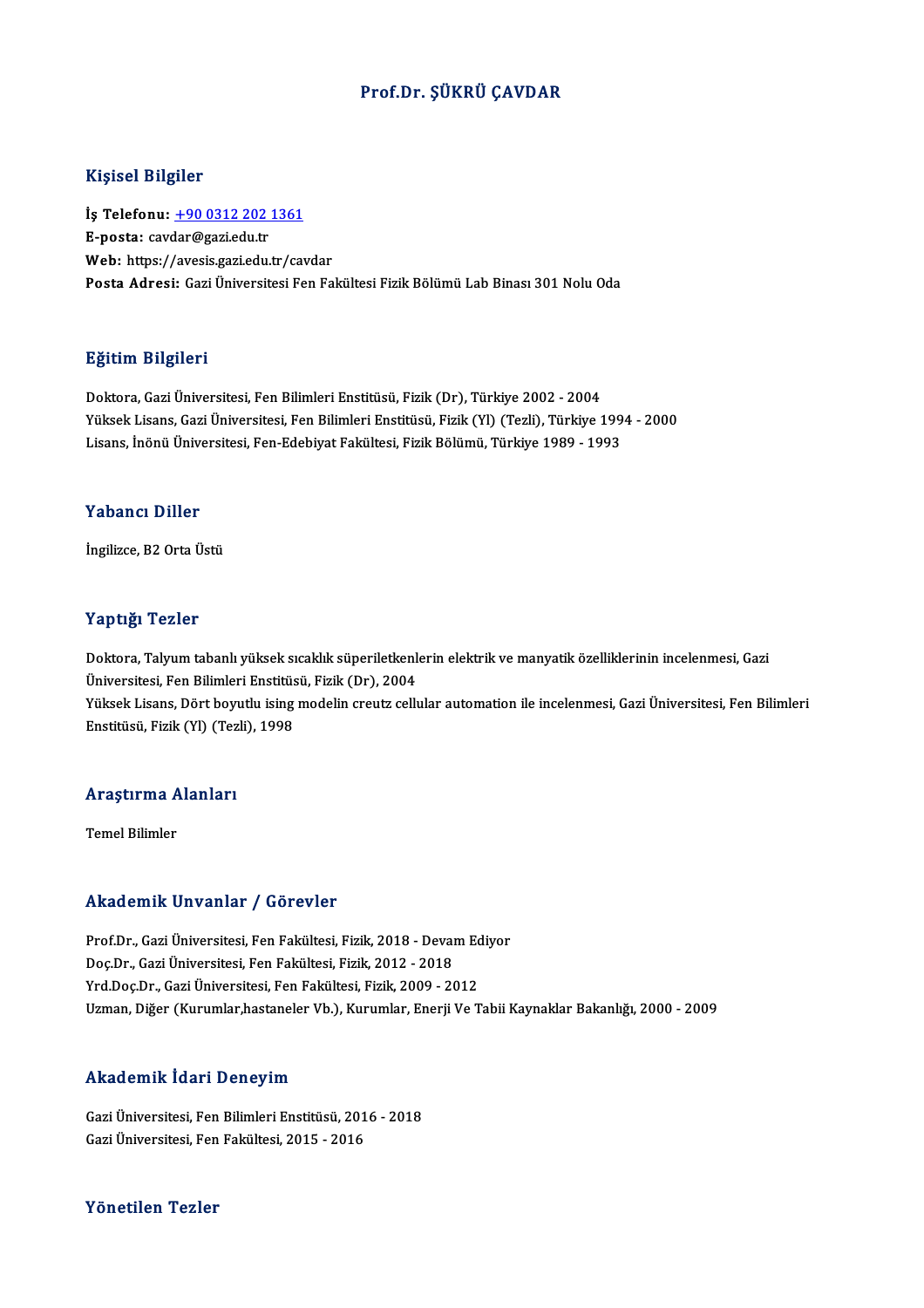# Prof.Dr. ŞÜKRÜ ÇAVDAR

## Kişisel Bilgiler

**İş Telefonu:** +90 0312 202 1361
**E-posta:** cavdar@gazi.edu.tr
**Web:** https://avesis.gazi.edu.tr/cavdar
**Posta Adresi:** Gazi Üniversitesi Fen Fakültesi Fizik Bölümü Lab Binası 301 Nolu Oda

## Eğitim Bilgileri

Doktora, Gazi Üniversitesi, Fen Bilimleri Enstitüsü, Fizik (Dr), Türkiye 2002 - 2004
Yüksek Lisans, Gazi Üniversitesi, Fen Bilimleri Enstitüsü, Fizik (Yl) (Tezli), Türkiye 1994 - 2000
Lisans, İnönü Üniversitesi, Fen-Edebiyat Fakültesi, Fizik Bölümü, Türkiye 1989 - 1993

## Yabancı Diller

İngilizce, B2 Orta Üstü

## Yaptığı Tezler

Doktora, Talyum tabanlı yüksek sıcaklık süperiletkenlerin elektrik ve manyatik özelliklerinin incelenmesi, Gazi Üniversitesi, Fen Bilimleri Enstitüsü, Fizik (Dr), 2004
Yüksek Lisans, Dört boyutlu ising modelin creutz cellular automation ile incelenmesi, Gazi Üniversitesi, Fen Bilimleri Enstitüsü, Fizik (Yl) (Tezli), 1998

## Araştırma Alanları

Temel Bilimler

## Akademik Unvanlar / Görevler

Prof.Dr., Gazi Üniversitesi, Fen Fakültesi, Fizik, 2018 - Devam Ediyor
Doç.Dr., Gazi Üniversitesi, Fen Fakültesi, Fizik, 2012 - 2018
Yrd.Doç.Dr., Gazi Üniversitesi, Fen Fakültesi, Fizik, 2009 - 2012
Uzman, Diğer (Kurumlar,hastaneler Vb.), Kurumlar, Enerji Ve Tabii Kaynaklar Bakanlığı, 2000 - 2009

## Akademik İdari Deneyim

Gazi Üniversitesi, Fen Bilimleri Enstitüsü, 2016 - 2018
Gazi Üniversitesi, Fen Fakültesi, 2015 - 2016

## Yönetilen Tezler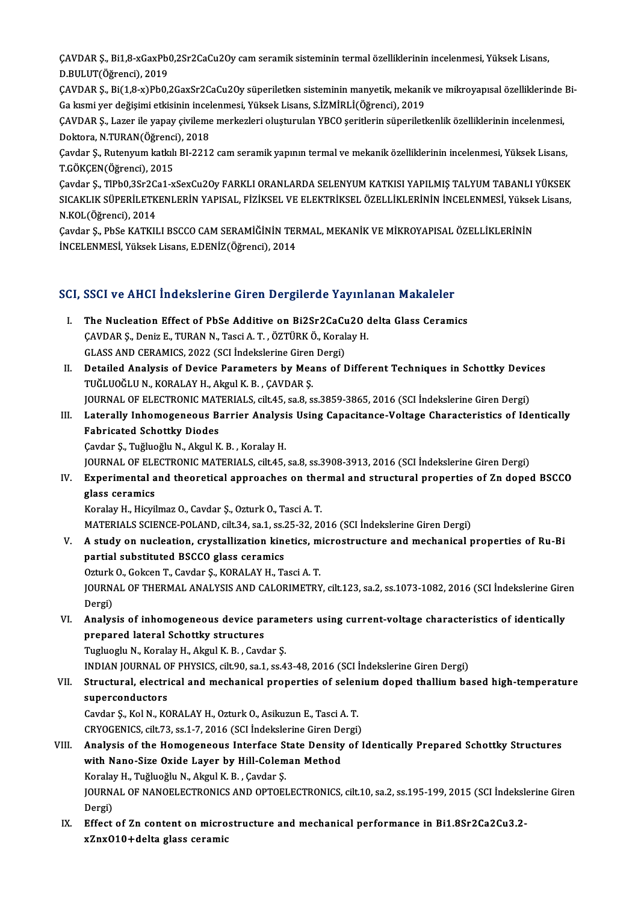ÇAVDAR Ş., Bi1,8-xGaxPb0,2Sr2CaCu2Oy cam seramik sisteminin termal özelliklerinin incelenmesi, Yüksek Lisans, D.BULUT(Öğrenci), 2019

ÇAVDAR Ş., Bi(1,8-x)Pb0,2GaxSr2CaCu2Oy süperiletken sisteminin manyetik, mekanik ve mikroyapısal özelliklerinde Bi-Ga kısmi yer değişimi etkisinin incelenmesi, Yüksek Lisans, S.İZMİRLİ(Öğrenci), 2019

ÇAVDAR Ş., Lazer ile yapay çivileme merkezleri oluşturulan YBCO şeritlerin süperiletkenlik özelliklerinin incelenmesi, Doktora, N.TURAN(Öğrenci), 2018

Çavdar Ş., Rutenyum katkılı BI-2212 cam seramik yapının termal ve mekanik özelliklerinin incelenmesi, Yüksek Lisans, T.GÖKÇEN(Öğrenci), 2015

Çavdar Ş., TlPb0,3Sr2Ca1-xSexCu2Oy FARKLI ORANLARDA SELENYUM KATKISI YAPILMIŞ TALYUM TABANLI YÜKSEK SICAKLIK SÜPERİLETKENLERİN YAPISAL, FİZİKSEL VE ELEKTRİKSEL ÖZELLİKLERİNİN İNCELENMESİ, Yüksek Lisans, N.KOL(Öğrenci), 2014

Çavdar Ş., PbSe KATKILI BSCCO CAM SERAMİĞİNİN TERMAL, MEKANİK VE MİKROYAPISAL ÖZELLİKLERİNİN İNCELENMESİ, Yüksek Lisans, E.DENİZ(Öğrenci), 2014

## SCI, SSCI ve AHCI İndekslerine Giren Dergilerde Yayınlanan Makaleler

I. **The Nucleation Effect of PbSe Additive on Bi2Sr2CaCu2O delta Glass Ceramics**
   ÇAVDAR Ş., Deniz E., TURAN N., Tasci A. T. , ÖZTÜRK Ö., Koralay H.
   GLASS AND CERAMICS, 2022 (SCI İndekslerine Giren Dergi)

II. **Detailed Analysis of Device Parameters by Means of Different Techniques in Schottky Devices**
   TUĞLUOĞLU N., KORALAY H., Akgul K. B. , ÇAVDAR Ş.
   JOURNAL OF ELECTRONIC MATERIALS, cilt.45, sa.8, ss.3859-3865, 2016 (SCI İndekslerine Giren Dergi)

III. **Laterally Inhomogeneous Barrier Analysis Using Capacitance-Voltage Characteristics of Identically Fabricated Schottky Diodes**
   Çavdar Ş., Tuğluoğlu N., Akgul K. B. , Koralay H.
   JOURNAL OF ELECTRONIC MATERIALS, cilt.45, sa.8, ss.3908-3913, 2016 (SCI İndekslerine Giren Dergi)

IV. **Experimental and theoretical approaches on thermal and structural properties of Zn doped BSCCO glass ceramics**
   Koralay H., Hicyilmaz O., Cavdar Ş., Ozturk O., Tasci A. T.
   MATERIALS SCIENCE-POLAND, cilt.34, sa.1, ss.25-32, 2016 (SCI İndekslerine Giren Dergi)

V. **A study on nucleation, crystallization kinetics, microstructure and mechanical properties of Ru-Bi partial substituted BSCCO glass ceramics**
   Ozturk O., Gokcen T., Cavdar Ş., KORALAY H., Tasci A. T.
   JOURNAL OF THERMAL ANALYSIS AND CALORIMETRY, cilt.123, sa.2, ss.1073-1082, 2016 (SCI İndekslerine Giren Dergi)

VI. **Analysis of inhomogeneous device parameters using current-voltage characteristics of identically prepared lateral Schottky structures**
   Tugluoglu N., Koralay H., Akgul K. B. , Cavdar Ş.
   INDIAN JOURNAL OF PHYSICS, cilt.90, sa.1, ss.43-48, 2016 (SCI İndekslerine Giren Dergi)

VII. **Structural, electrical and mechanical properties of selenium doped thallium based high-temperature superconductors**
   Cavdar Ş., Kol N., KORALAY H., Ozturk O., Asikuzun E., Tasci A. T.
   CRYOGENICS, cilt.73, ss.1-7, 2016 (SCI İndekslerine Giren Dergi)

VIII. **Analysis of the Homogeneous Interface State Density of Identically Prepared Schottky Structures with Nano-Size Oxide Layer by Hill-Coleman Method**
   Koralay H., Tuğluoğlu N., Akgul K. B. , Çavdar Ş.
   JOURNAL OF NANOELECTRONICS AND OPTOELECTRONICS, cilt.10, sa.2, ss.195-199, 2015 (SCI İndekslerine Giren Dergi)

IX. **Effect of Zn content on microstructure and mechanical performance in Bi1.8Sr2Ca2Cu3.2-xZnxO10+delta glass ceramic**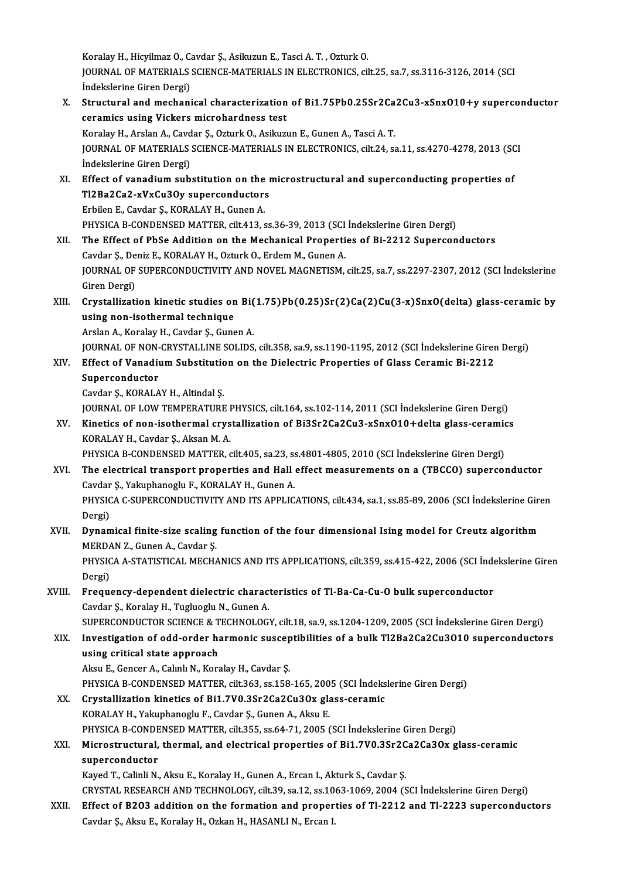Koralay H., Hicyilmaz O., Cavdar Ş., Asikuzun E., Tasci A. T. , Ozturk O.
JOURNAL OF MATERIALS SCIENCE-MATERIALS IN ELECTRONICS, cilt.25, sa.7, ss.3116-3126, 2014 (SCI İndekslerine Giren Dergi)

X. **Structural and mechanical characterization of $Bi_{1.75}Pb_{0.25}Sr_2Ca_2Cu_{3-x}Sn_xO_{10+y}$ superconductor ceramics using Vickers microhardness test**
Koralay H., Arslan A., Cavdar Ş., Ozturk O., Asikuzun E., Gunen A., Tasci A. T.
JOURNAL OF MATERIALS SCIENCE-MATERIALS IN ELECTRONICS, cilt.24, sa.11, ss.4270-4278, 2013 (SCI İndekslerine Giren Dergi)

XI. **Effect of vanadium substitution on the microstructural and superconducting properties of $Tl_2Ba_2Ca_{2-x}V_xCu_3O_y$ superconductors**
Erbilen E., Cavdar Ş., KORALAY H., Gunen A.
PHYSICA B-CONDENSED MATTER, cilt.413, ss.36-39, 2013 (SCI İndekslerine Giren Dergi)

XII. **The Effect of PbSe Addition on the Mechanical Properties of Bi-2212 Superconductors**
Cavdar Ş., Deniz E., KORALAY H., Ozturk O., Erdem M., Gunen A.
JOURNAL OF SUPERCONDUCTIVITY AND NOVEL MAGNETISM, cilt.25, sa.7, ss.2297-2307, 2012 (SCI İndekslerine Giren Dergi)

XIII. **Crystallization kinetic studies on Bi(1.75)Pb(0.25)Sr(2)Ca(2)Cu(3-x)SnxO(delta) glass-ceramic by using non-isothermal technique**
Arslan A., Koralay H., Cavdar Ş., Gunen A.
JOURNAL OF NON-CRYSTALLINE SOLIDS, cilt.358, sa.9, ss.1190-1195, 2012 (SCI İndekslerine Giren Dergi)

XIV. **Effect of Vanadium Substitution on the Dielectric Properties of Glass Ceramic Bi-2212 Superconductor**
Cavdar Ş., KORALAY H., Altindal Ş.
JOURNAL OF LOW TEMPERATURE PHYSICS, cilt.164, ss.102-114, 2011 (SCI İndekslerine Giren Dergi)

XV. **Kinetics of non-isothermal crystallization of $Bi_3Sr_2Ca_2Cu_{3-x}Sn_xO_{10+\delta}$ glass-ceramics**
KORALAY H., Cavdar Ş., Aksan M. A.
PHYSICA B-CONDENSED MATTER, cilt.405, sa.23, ss.4801-4805, 2010 (SCI İndekslerine Giren Dergi)

XVI. **The electrical transport properties and Hall effect measurements on a (TBCCO) superconductor**
Cavdar Ş., Yakuphanoglu F., KORALAY H., Gunen A.
PHYSICA C-SUPERCONDUCTIVITY AND ITS APPLICATIONS, cilt.434, sa.1, ss.85-89, 2006 (SCI İndekslerine Giren Dergi)

XVII. **Dynamical finite-size scaling function of the four dimensional Ising model for Creutz algorithm**
MERDAN Z., Gunen A., Cavdar Ş.
PHYSICA A-STATISTICAL MECHANICS AND ITS APPLICATIONS, cilt.359, ss.415-422, 2006 (SCI İndekslerine Giren Dergi)

XVIII. **Frequency-dependent dielectric characteristics of Tl-Ba-Ca-Cu-O bulk superconductor**
Cavdar Ş., Koralay H., Tugluoglu N., Gunen A.
SUPERCONDUCTOR SCIENCE & TECHNOLOGY, cilt.18, sa.9, ss.1204-1209, 2005 (SCI İndekslerine Giren Dergi)

XIX. **Investigation of odd-order harmonic susceptibilities of a bulk $Tl_2Ba_2Ca_2Cu_3O_{10}$ superconductors using critical state approach**
Aksu E., Gencer A., Calınlı N., Koralay H., Cavdar Ş.
PHYSICA B-CONDENSED MATTER, cilt.363, ss.158-165, 2005 (SCI İndekslerine Giren Dergi)

XX. **Crystallization kinetics of $Bi_{1.7}V_{0.3}Sr_2Ca_2Cu_3O_x$ glass-ceramic**
KORALAY H., Yakuphanoglu F., Cavdar Ş., Gunen A., Aksu E.
PHYSICA B-CONDENSED MATTER, cilt.355, ss.64-71, 2005 (SCI İndekslerine Giren Dergi)

XXI. **Microstructural, thermal, and electrical properties of $Bi_{1.7}V_{0.3}Sr_2Ca_2Ca_3O_x$ glass-ceramic superconductor**
Kayed T., Calinli N., Aksu E., Koralay H., Gunen A., Ercan I., Akturk S., Cavdar Ş.
CRYSTAL RESEARCH AND TECHNOLOGY, cilt.39, sa.12, ss.1063-1069, 2004 (SCI İndekslerine Giren Dergi)

XXII. **Effect of $B_2O_3$ addition on the formation and properties of Tl-2212 and Tl-2223 superconductors**
Cavdar Ş., Aksu E., Koralay H., Ozkan H., HASANLI N., Ercan I.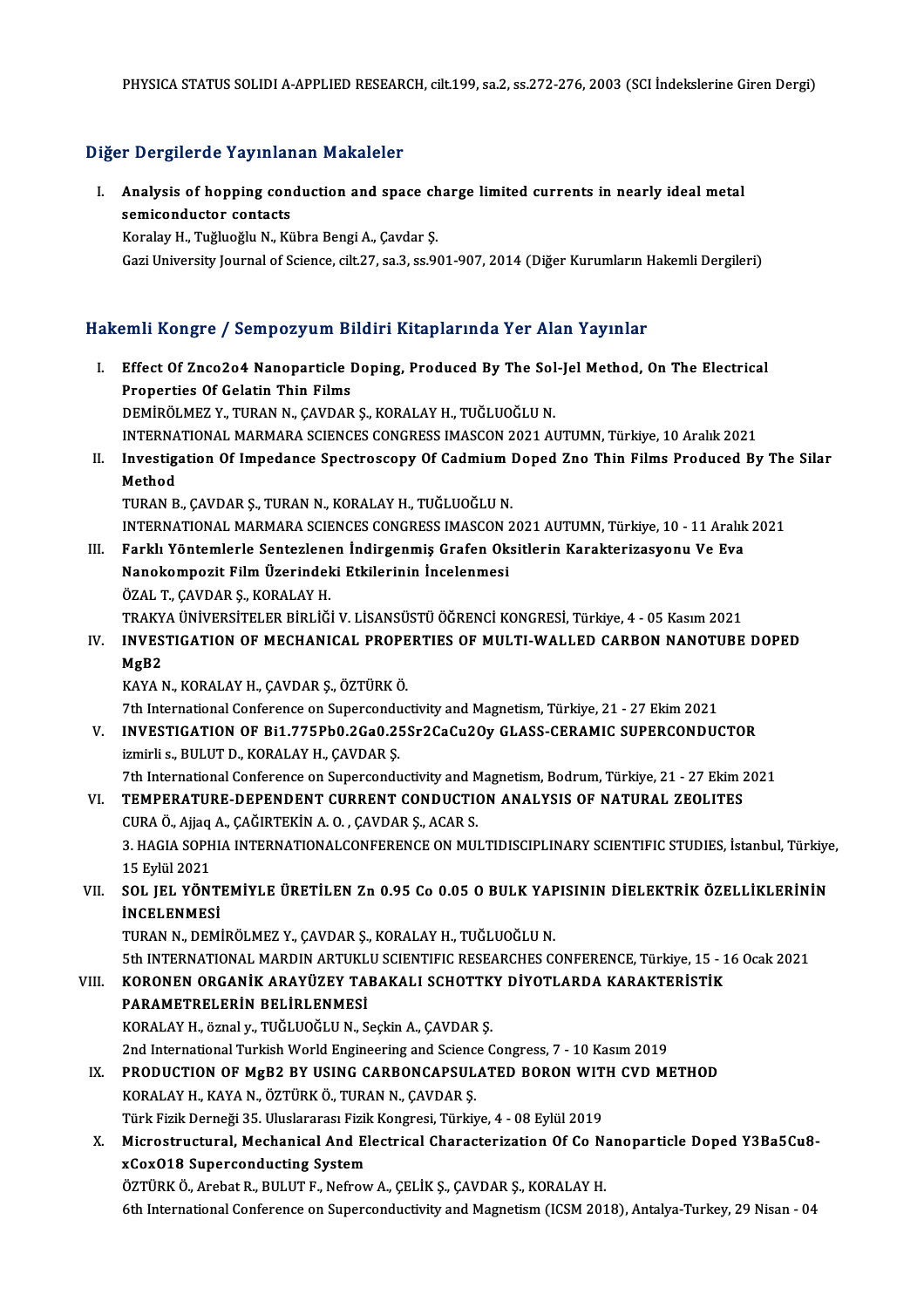PHYSICA STATUS SOLIDI A-APPLIED RESEARCH, cilt.199, sa.2, ss.272-276, 2003 (SCI İndekslerine Giren Dergi)

## Diğer Dergilerde Yayınlanan Makaleler

I. **Analysis of hopping conduction and space charge limited currents in nearly ideal metal semiconductor contacts**
   Koralay H., Tuğluoğlu N., Kübra Bengi A., Çavdar Ş.
   Gazi University Journal of Science, cilt.27, sa.3, ss.901-907, 2014 (Diğer Kurumların Hakemli Dergileri)

## Hakemli Kongre / Sempozyum Bildiri Kitaplarında Yer Alan Yayınlar

I. **Effect Of Znco2o4 Nanoparticle Doping, Produced By The Sol-Jel Method, On The Electrical Properties Of Gelatin Thin Films**
   DEMİRÖLMEZ Y., TURAN N., ÇAVDAR Ş., KORALAY H., TUĞLUOĞLU N.
   INTERNATIONAL MARMARA SCIENCES CONGRESS IMASCON 2021 AUTUMN, Türkiye, 10 Aralık 2021

II. **Investigation Of Impedance Spectroscopy Of Cadmium Doped Zno Thin Films Produced By The Silar Method**
   TURAN B., ÇAVDAR Ş., TURAN N., KORALAY H., TUĞLUOĞLU N.
   INTERNATIONAL MARMARA SCIENCES CONGRESS IMASCON 2021 AUTUMN, Türkiye, 10 - 11 Aralık 2021

III. **Farklı Yöntemlerle Sentezlenen İndirgenmiş Grafen Oksitlerin Karakterizasyonu Ve Eva Nanokompozit Film Üzerindeki Etkilerinin İncelenmesi**
   ÖZAL T., ÇAVDAR Ş., KORALAY H.
   TRAKYA ÜNİVERSİTELER BİRLİĞİ V. LİSANSÜSTÜ ÖĞRENCİ KONGRESİ, Türkiye, 4 - 05 Kasım 2021

IV. **INVESTIGATION OF MECHANICAL PROPERTIES OF MULTI-WALLED CARBON NANOTUBE DOPED MgB2**
   KAYA N., KORALAY H., ÇAVDAR Ş., ÖZTÜRK Ö.
   7th International Conference on Superconductivity and Magnetism, Türkiye, 21 - 27 Ekim 2021

V. **INVESTIGATION OF Bi1.775Pb0.2Ga0.25Sr2CaCu2Oy GLASS-CERAMIC SUPERCONDUCTOR**
   izmirli s., BULUT D., KORALAY H., ÇAVDAR Ş.
   7th International Conference on Superconductivity and Magnetism, Bodrum, Türkiye, 21 - 27 Ekim 2021

VI. **TEMPERATURE-DEPENDENT CURRENT CONDUCTION ANALYSIS OF NATURAL ZEOLITES**
   CURA Ö., Ajjaq A., ÇAĞIRTEKİN A. O. , ÇAVDAR Ş., ACAR S.
   3. HAGIA SOPHIA INTERNATIONALCONFERENCE ON MULTIDISCIPLINARY SCIENTIFIC STUDIES, İstanbul, Türkiye, 15 Eylül 2021

VII. **SOL JEL YÖNTEMİYLE ÜRETİLEN Zn 0.95 Co 0.05 O BULK YAPISININ DİELEKTRİK ÖZELLİKLERİNİN İNCELENMESİ**
   TURAN N., DEMİRÖLMEZ Y., ÇAVDAR Ş., KORALAY H., TUĞLUOĞLU N.
   5th INTERNATIONAL MARDIN ARTUKLU SCIENTIFIC RESEARCHES CONFERENCE, Türkiye, 15 - 16 Ocak 2021

VIII. **KORONEN ORGANİK ARAYÜZEY TABAKALI SCHOTTKY DİYOTLARDA KARAKTERİSTİK PARAMETRELERİN BELİRLENMESİ**
   KORALAY H., öznal y., TUĞLUOĞLU N., Seçkin A., ÇAVDAR Ş.
   2nd International Turkish World Engineering and Science Congress, 7 - 10 Kasım 2019

IX. **PRODUCTION OF MgB2 BY USING CARBONCAPSULATED BORON WITH CVD METHOD**
   KORALAY H., KAYA N., ÖZTÜRK Ö., TURAN N., ÇAVDAR Ş.
   Türk Fizik Derneği 35. Uluslararası Fizik Kongresi, Türkiye, 4 - 08 Eylül 2019

X. **Microstructural, Mechanical And Electrical Characterization Of Co Nanoparticle Doped Y3Ba5Cu8-xCoxO18 Superconducting System**
   ÖZTÜRK Ö., Arebat R., BULUT F., Nefrow A., ÇELİK Ş., ÇAVDAR Ş., KORALAY H.
   6th International Conference on Superconductivity and Magnetism (ICSM 2018), Antalya-Turkey, 29 Nisan - 04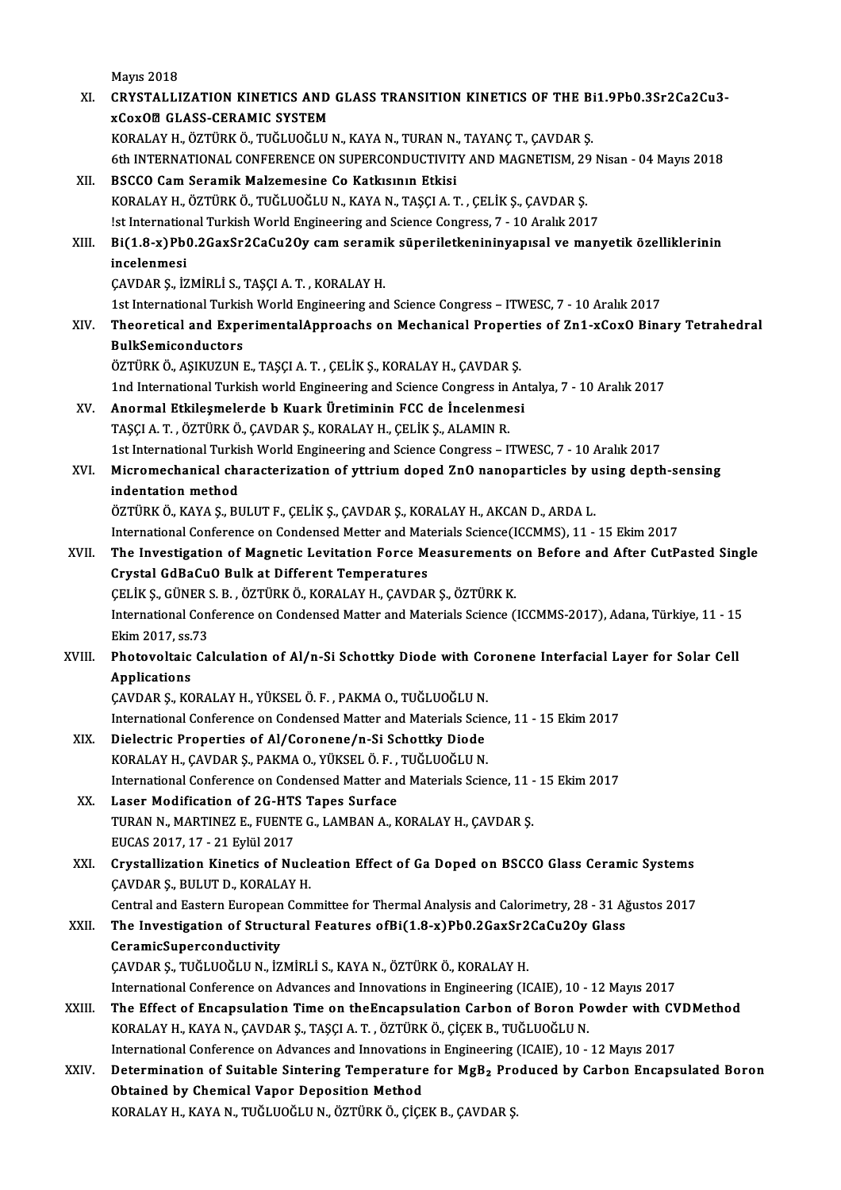Mayıs 2018

XI. **CRYSTALLIZATION KINETICS AND GLASS TRANSITION KINETICS OF THE Bi1.9Pb0.3Sr2Ca2Cu3-xCoxO⍰ GLASS-CERAMIC SYSTEM**
KORALAY H., ÖZTÜRK Ö., TUĞLUOĞLU N., KAYA N., TURAN N., TAYANÇ T., ÇAVDAR Ş.
6th INTERNATIONAL CONFERENCE ON SUPERCONDUCTIVITY AND MAGNETISM, 29 Nisan - 04 Mayıs 2018

XII. **BSCCO Cam Seramik Malzemesine Co Katkısının Etkisi**
KORALAY H., ÖZTÜRK Ö., TUĞLUOĞLU N., KAYA N., TAŞÇI A. T. , ÇELİK Ş., ÇAVDAR Ş.
!st International Turkish World Engineering and Science Congress, 7 - 10 Aralık 2017

XIII. **Bi(1.8-x)Pb0.2GaxSr2CaCu2Oy cam seramik süperiletkenininyapısal ve manyetik özelliklerinin incelenmesi**
ÇAVDAR Ş., İZMİRLİ S., TAŞÇI A. T. , KORALAY H.
1st International Turkish World Engineering and Science Congress – ITWESC, 7 - 10 Aralık 2017

XIV. **Theoretical and ExperimentalApproachs on Mechanical Properties of Zn1-xCoxO Binary Tetrahedral BulkSemiconductors**
ÖZTÜRK Ö., AŞIKUZUN E., TAŞÇI A. T. , ÇELİK Ş., KORALAY H., ÇAVDAR Ş.
1nd International Turkish world Engineering and Science Congress in Antalya, 7 - 10 Aralık 2017

XV. **Anormal Etkileşmelerde b Kuark Üretiminin FCC de İncelenmesi**
TAŞÇI A. T. , ÖZTÜRK Ö., ÇAVDAR Ş., KORALAY H., ÇELİK Ş., ALAMIN R.
1st International Turkish World Engineering and Science Congress – ITWESC, 7 - 10 Aralık 2017

XVI. **Micromechanical characterization of yttrium doped ZnO nanoparticles by using depth-sensing indentation method**
ÖZTÜRK Ö., KAYA Ş., BULUT F., ÇELİK Ş., ÇAVDAR Ş., KORALAY H., AKCAN D., ARDA L.
International Conference on Condensed Metter and Materials Science(ICCMMS), 11 - 15 Ekim 2017

XVII. **The Investigation of Magnetic Levitation Force Measurements on Before and After CutPasted Single Crystal GdBaCuO Bulk at Different Temperatures**
ÇELİK Ş., GÜNER S. B. , ÖZTÜRK Ö., KORALAY H., ÇAVDAR Ş., ÖZTÜRK K.
International Conference on Condensed Matter and Materials Science (ICCMMS-2017), Adana, Türkiye, 11 - 15 Ekim 2017, ss.73

XVIII. **Photovoltaic Calculation of Al/n-Si Schottky Diode with Coronene Interfacial Layer for Solar Cell Applications**
ÇAVDAR Ş., KORALAY H., YÜKSEL Ö. F. , PAKMA O., TUĞLUOĞLU N.
International Conference on Condensed Matter and Materials Science, 11 - 15 Ekim 2017

XIX. **Dielectric Properties of Al/Coronene/n-Si Schottky Diode**
KORALAY H., ÇAVDAR Ş., PAKMA O., YÜKSEL Ö. F. , TUĞLUOĞLU N.
International Conference on Condensed Matter and Materials Science, 11 - 15 Ekim 2017

XX. **Laser Modification of 2G-HTS Tapes Surface**
TURAN N., MARTINEZ E., FUENTE G., LAMBAN A., KORALAY H., ÇAVDAR Ş.
EUCAS 2017, 17 - 21 Eylül 2017

XXI. **Crystallization Kinetics of Nucleation Effect of Ga Doped on BSCCO Glass Ceramic Systems**
ÇAVDAR Ş., BULUT D., KORALAY H.
Central and Eastern European Committee for Thermal Analysis and Calorimetry, 28 - 31 Ağustos 2017

XXII. **The Investigation of Structural Features ofBi(1.8-x)Pb0.2GaxSr2CaCu2Oy Glass CeramicSuperconductivity**
ÇAVDAR Ş., TUĞLUOĞLU N., İZMİRLİ S., KAYA N., ÖZTÜRK Ö., KORALAY H.
International Conference on Advances and Innovations in Engineering (ICAIE), 10 - 12 Mayıs 2017

XXIII. **The Effect of Encapsulation Time on theEncapsulation Carbon of Boron Powder with CVDMethod**
KORALAY H., KAYA N., ÇAVDAR Ş., TAŞÇI A. T. , ÖZTÜRK Ö., ÇİÇEK B., TUĞLUOĞLU N.
International Conference on Advances and Innovations in Engineering (ICAIE), 10 - 12 Mayıs 2017

XXIV. **Determination of Suitable Sintering Temperature for $MgB_2$ Produced by Carbon Encapsulated Boron Obtained by Chemical Vapor Deposition Method**
KORALAY H., KAYA N., TUĞLUOĞLU N., ÖZTÜRK Ö., ÇİÇEK B., ÇAVDAR Ş.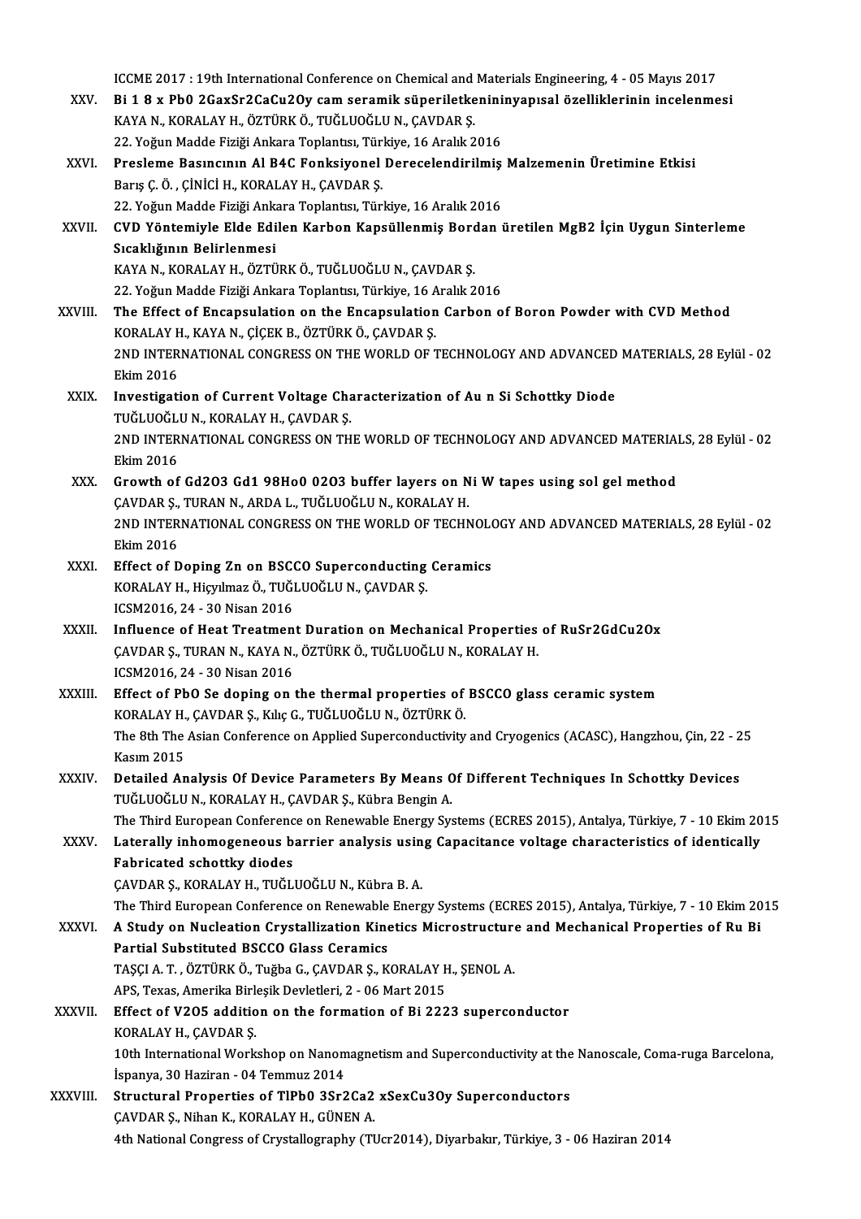ICCME 2017 : 19th International Conference on Chemical and Materials Engineering, 4 - 05 Mayıs 2017

XXV. **Bi 1 8 x Pb0 2GaxSr2CaCu2Oy cam seramik süperiletkenininyapısal özelliklerinin incelenmesi**
KAYA N., KORALAY H., ÖZTÜRK Ö., TUĞLUOĞLU N., ÇAVDAR Ş.
22. Yoğun Madde Fiziği Ankara Toplantısı, Türkiye, 16 Aralık 2016

XXVI. **Presleme Basıncının Al B4C Fonksiyonel Derecelendirilmiş Malzemenin Üretimine Etkisi**
Barış Ç. Ö. , ÇİNİCİ H., KORALAY H., ÇAVDAR Ş.
22. Yoğun Madde Fiziği Ankara Toplantısı, Türkiye, 16 Aralık 2016

XXVII. **CVD Yöntemiyle Elde Edilen Karbon Kapsüllenmiş Bordan üretilen MgB2 İçin Uygun Sinterleme Sıcaklığının Belirlenmesi**
KAYA N., KORALAY H., ÖZTÜRK Ö., TUĞLUOĞLU N., ÇAVDAR Ş.
22. Yoğun Madde Fiziği Ankara Toplantısı, Türkiye, 16 Aralık 2016

XXVIII. **The Effect of Encapsulation on the Encapsulation Carbon of Boron Powder with CVD Method**
KORALAY H., KAYA N., ÇİÇEK B., ÖZTÜRK Ö., ÇAVDAR Ş.
2ND INTERNATIONAL CONGRESS ON THE WORLD OF TECHNOLOGY AND ADVANCED MATERIALS, 28 Eylül - 02 Ekim 2016

XXIX. **Investigation of Current Voltage Characterization of Au n Si Schottky Diode**
TUĞLUOĞLU N., KORALAY H., ÇAVDAR Ş.
2ND INTERNATIONAL CONGRESS ON THE WORLD OF TECHNOLOGY AND ADVANCED MATERIALS, 28 Eylül - 02 Ekim 2016

XXX. **Growth of Gd2O3 Gd1 98Ho0 02O3 buffer layers on Ni W tapes using sol gel method**
ÇAVDAR Ş., TURAN N., ARDA L., TUĞLUOĞLU N., KORALAY H.
2ND INTERNATIONAL CONGRESS ON THE WORLD OF TECHNOLOGY AND ADVANCED MATERIALS, 28 Eylül - 02 Ekim 2016

XXXI. **Effect of Doping Zn on BSCCO Superconducting Ceramics**
KORALAY H., Hiçyılmaz Ö., TUĞLUOĞLU N., ÇAVDAR Ş.
ICSM2016, 24 - 30 Nisan 2016

XXXII. **Influence of Heat Treatment Duration on Mechanical Properties of RuSr2GdCu2Ox**
ÇAVDAR Ş., TURAN N., KAYA N., ÖZTÜRK Ö., TUĞLUOĞLU N., KORALAY H.
ICSM2016, 24 - 30 Nisan 2016

XXXIII. **Effect of PbO Se doping on the thermal properties of BSCCO glass ceramic system**
KORALAY H., ÇAVDAR Ş., Kılıç G., TUĞLUOĞLU N., ÖZTÜRK Ö.
The 8th The Asian Conference on Applied Superconductivity and Cryogenics (ACASC), Hangzhou, Çin, 22 - 25 Kasım 2015

XXXIV. **Detailed Analysis Of Device Parameters By Means Of Different Techniques In Schottky Devices**
TUĞLUOĞLU N., KORALAY H., ÇAVDAR Ş., Kübra Bengin A.
The Third European Conference on Renewable Energy Systems (ECRES 2015), Antalya, Türkiye, 7 - 10 Ekim 2015

XXXV. **Laterally inhomogeneous barrier analysis using Capacitance voltage characteristics of identically Fabricated schottky diodes**
ÇAVDAR Ş., KORALAY H., TUĞLUOĞLU N., Kübra B. A.
The Third European Conference on Renewable Energy Systems (ECRES 2015), Antalya, Türkiye, 7 - 10 Ekim 2015

XXXVI. **A Study on Nucleation Crystallization Kinetics Microstructure and Mechanical Properties of Ru Bi Partial Substituted BSCCO Glass Ceramics**
TAŞÇI A. T. , ÖZTÜRK Ö., Tuğba G., ÇAVDAR Ş., KORALAY H., ŞENOL A.
APS, Texas, Amerika Birleşik Devletleri, 2 - 06 Mart 2015

XXXVII. **Effect of V2O5 addition on the formation of Bi 2223 superconductor**
KORALAY H., ÇAVDAR Ş.
10th International Workshop on Nanomagnetism and Superconductivity at the Nanoscale, Coma-ruga Barcelona, İspanya, 30 Haziran - 04 Temmuz 2014

XXXVIII. **Structural Properties of TlPb0 3Sr2Ca2 xSexCu3Oy Superconductors**
ÇAVDAR Ş., Nihan K., KORALAY H., GÜNEN A.
4th National Congress of Crystallography (TUcr2014), Diyarbakır, Türkiye, 3 - 06 Haziran 2014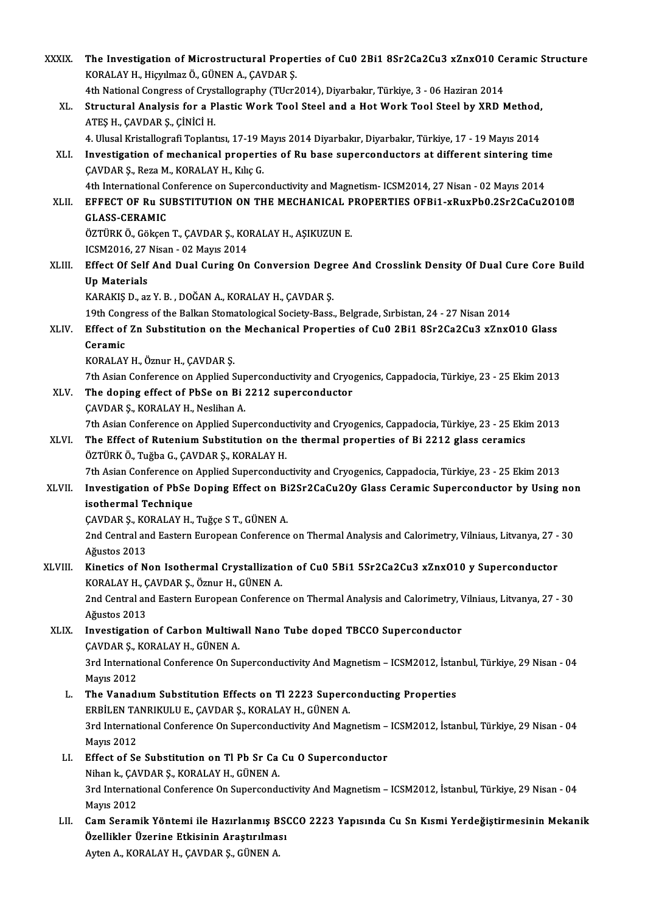XXXIX. **The Investigation of Microstructural Properties of Cu0 2Bi1 8Sr2Ca2Cu3 xZnxO10 Ceramic Structure**
KORALAY H., Hiçyılmaz Ö., GÜNEN A., ÇAVDAR Ş.
4th National Congress of Crystallography (TUcr2014), Diyarbakır, Türkiye, 3 - 06 Haziran 2014

XL. **Structural Analysis for a Plastic Work Tool Steel and a Hot Work Tool Steel by XRD Method,**
ATEŞ H., ÇAVDAR Ş., ÇİNİCİ H.
4. Ulusal Kristallografi Toplantısı, 17-19 Mayıs 2014 Diyarbakır, Diyarbakır, Türkiye, 17 - 19 Mayıs 2014

XLI. **Investigation of mechanical properties of Ru base superconductors at different sintering time**
ÇAVDAR Ş., Reza M., KORALAY H., Kılıç G.
4th International Conference on Superconductivity and Magnetism- ICSM2014, 27 Nisan - 02 Mayıs 2014

XLII. **EFFECT OF Ru SUBSTITUTION ON THE MECHANICAL PROPERTIES OFBi1-xRuxPb0.2Sr2CaCu2O10 GLASS-CERAMIC**
ÖZTÜRK Ö., Gökçen T., ÇAVDAR Ş., KORALAY H., AŞIKUZUN E.
ICSM2016, 27 Nisan - 02 Mayıs 2014

XLIII. **Effect Of Self And Dual Curing On Conversion Degree And Crosslink Density Of Dual Cure Core Build Up Materials**
KARAKIŞ D., az Y. B. , DOĞAN A., KORALAY H., ÇAVDAR Ş.
19th Congress of the Balkan Stomatological Society-Bass., Belgrade, Sırbistan, 24 - 27 Nisan 2014

XLIV. **Effect of Zn Substitution on the Mechanical Properties of Cu0 2Bi1 8Sr2Ca2Cu3 xZnxO10 Glass Ceramic**
KORALAY H., Öznur H., ÇAVDAR Ş.
7th Asian Conference on Applied Superconductivity and Cryogenics, Cappadocia, Türkiye, 23 - 25 Ekim 2013

XLV. **The doping effect of PbSe on Bi 2212 superconductor**
ÇAVDAR Ş., KORALAY H., Neslihan A.
7th Asian Conference on Applied Superconductivity and Cryogenics, Cappadocia, Türkiye, 23 - 25 Ekim 2013

XLVI. **The Effect of Rutenium Substitution on the thermal properties of Bi 2212 glass ceramics**
ÖZTÜRK Ö., Tuğba G., ÇAVDAR Ş., KORALAY H.
7th Asian Conference on Applied Superconductivity and Cryogenics, Cappadocia, Türkiye, 23 - 25 Ekim 2013

XLVII. **Investigation of PbSe Doping Effect on Bi2Sr2CaCu2Oy Glass Ceramic Superconductor by Using non isothermal Technique**
ÇAVDAR Ş., KORALAY H., Tuğçe S T., GÜNEN A.
2nd Central and Eastern European Conference on Thermal Analysis and Calorimetry, Vilniaus, Litvanya, 27 - 30 Ağustos 2013

XLVIII. **Kinetics of Non Isothermal Crystallization of Cu0 5Bi1 5Sr2Ca2Cu3 xZnxO10 y Superconductor**
KORALAY H., ÇAVDAR Ş., Öznur H., GÜNEN A.
2nd Central and Eastern European Conference on Thermal Analysis and Calorimetry, Vilniaus, Litvanya, 27 - 30 Ağustos 2013

XLIX. **Investigation of Carbon Multiwall Nano Tube doped TBCCO Superconductor**
ÇAVDAR Ş., KORALAY H., GÜNEN A.
3rd International Conference On Superconductivity And Magnetism – ICSM2012, İstanbul, Türkiye, 29 Nisan - 04 Mayıs 2012

L. **The Vanadıum Substitution Effects on Tl 2223 Superconducting Properties**
ERBİLEN TANRIKULU E., ÇAVDAR Ş., KORALAY H., GÜNEN A.
3rd International Conference On Superconductivity And Magnetism – ICSM2012, İstanbul, Türkiye, 29 Nisan - 04 Mayıs 2012

LI. **Effect of Se Substitution on Tl Pb Sr Ca Cu O Superconductor**
Nihan k., ÇAVDAR Ş., KORALAY H., GÜNEN A.
3rd International Conference On Superconductivity And Magnetism – ICSM2012, İstanbul, Türkiye, 29 Nisan - 04 Mayıs 2012

LII. **Cam Seramik Yöntemi ile Hazırlanmış BSCCO 2223 Yapısında Cu Sn Kısmi Yerdeğiştirmesinin Mekanik Özellikler Üzerine Etkisinin Araştırılması**
Ayten A., KORALAY H., ÇAVDAR Ş., GÜNEN A.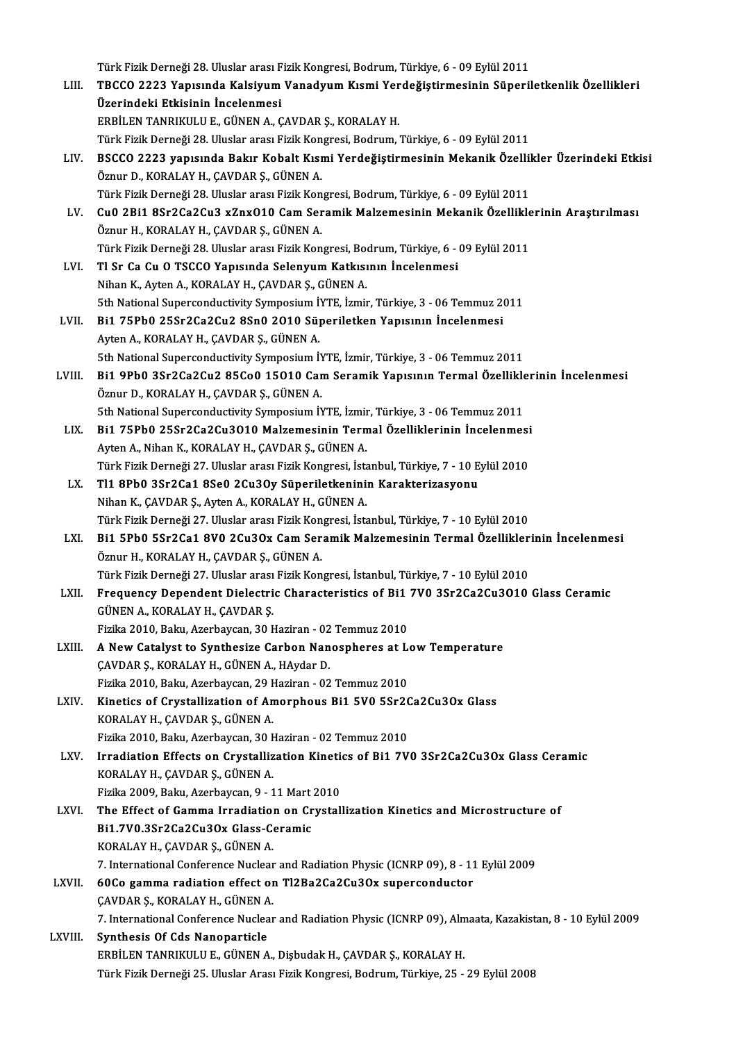Türk Fizik Derneği 28. Uluslar arası Fizik Kongresi, Bodrum, Türkiye, 6 - 09 Eylül 2011

LIII. **TBCCO 2223 Yapısında Kalsiyum Vanadyum Kısmi Yerdeğiştirmesinin Süperiletkenlik Özellikleri Üzerindeki Etkisinin İncelenmesi**
ERBİLEN TANRIKULU E., GÜNEN A., ÇAVDAR Ş., KORALAY H.
Türk Fizik Derneği 28. Uluslar arası Fizik Kongresi, Bodrum, Türkiye, 6 - 09 Eylül 2011

LIV. **BSCCO 2223 yapısında Bakır Kobalt Kısmi Yerdeğiştirmesinin Mekanik Özellikler Üzerindeki Etkisi**
Öznur D., KORALAY H., ÇAVDAR Ş., GÜNEN A.
Türk Fizik Derneği 28. Uluslar arası Fizik Kongresi, Bodrum, Türkiye, 6 - 09 Eylül 2011

LV. **Cu0 2Bi1 8Sr2Ca2Cu3 xZnxO10 Cam Seramik Malzemesinin Mekanik Özelliklerinin Araştırılması**
Öznur H., KORALAY H., ÇAVDAR Ş., GÜNEN A.
Türk Fizik Derneği 28. Uluslar arası Fizik Kongresi, Bodrum, Türkiye, 6 - 09 Eylül 2011

LVI. **Tl Sr Ca Cu O TSCCO Yapısında Selenyum Katkısının İncelenmesi**
Nihan K., Ayten A., KORALAY H., ÇAVDAR Ş., GÜNEN A.
5th National Superconductivity Symposium İYTE, İzmir, Türkiye, 3 - 06 Temmuz 2011

LVII. **Bi1 75Pb0 25Sr2Ca2Cu2 8Sn0 2O10 Süperiletken Yapısının İncelenmesi**
Ayten A., KORALAY H., ÇAVDAR Ş., GÜNEN A.
5th National Superconductivity Symposium İYTE, İzmir, Türkiye, 3 - 06 Temmuz 2011

LVIII. **Bi1 9Pb0 3Sr2Ca2Cu2 85Co0 15O10 Cam Seramik Yapısının Termal Özelliklerinin İncelenmesi**
Öznur D., KORALAY H., ÇAVDAR Ş., GÜNEN A.
5th National Superconductivity Symposium İYTE, İzmir, Türkiye, 3 - 06 Temmuz 2011

LIX. **Bi1 75Pb0 25Sr2Ca2Cu3O10 Malzemesinin Termal Özelliklerinin İncelenmesi**
Ayten A., Nihan K., KORALAY H., ÇAVDAR Ş., GÜNEN A.
Türk Fizik Derneği 27. Uluslar arası Fizik Kongresi, İstanbul, Türkiye, 7 - 10 Eylül 2010

LX. **Tl1 8Pb0 3Sr2Ca1 8Se0 2Cu3Oy Süperiletkeninin Karakterizasyonu**
Nihan K., ÇAVDAR Ş., Ayten A., KORALAY H., GÜNEN A.
Türk Fizik Derneği 27. Uluslar arası Fizik Kongresi, İstanbul, Türkiye, 7 - 10 Eylül 2010

LXI. **Bi1 5Pb0 5Sr2Ca1 8V0 2Cu3Ox Cam Seramik Malzemesinin Termal Özelliklerinin İncelenmesi**
Öznur H., KORALAY H., ÇAVDAR Ş., GÜNEN A.
Türk Fizik Derneği 27. Uluslar arası Fizik Kongresi, İstanbul, Türkiye, 7 - 10 Eylül 2010

LXII. **Frequency Dependent Dielectric Characteristics of Bi1 7V0 3Sr2Ca2Cu3O10 Glass Ceramic**
GÜNEN A., KORALAY H., ÇAVDAR Ş.
Fizika 2010, Baku, Azerbaycan, 30 Haziran - 02 Temmuz 2010

LXIII. **A New Catalyst to Synthesize Carbon Nanospheres at Low Temperature**
ÇAVDAR Ş., KORALAY H., GÜNEN A., HAydar D.
Fizika 2010, Baku, Azerbaycan, 29 Haziran - 02 Temmuz 2010

LXIV. **Kinetics of Crystallization of Amorphous Bi1 5V0 5Sr2Ca2Cu3Ox Glass**
KORALAY H., ÇAVDAR Ş., GÜNEN A.
Fizika 2010, Baku, Azerbaycan, 30 Haziran - 02 Temmuz 2010

LXV. **Irradiation Effects on Crystallization Kinetics of Bi1 7V0 3Sr2Ca2Cu3Ox Glass Ceramic**
KORALAY H., ÇAVDAR Ş., GÜNEN A.
Fizika 2009, Baku, Azerbaycan, 9 - 11 Mart 2010

LXVI. **The Effect of Gamma Irradiation on Crystallization Kinetics and Microstructure of Bi1.7V0.3Sr2Ca2Cu3Ox Glass-Ceramic**
KORALAY H., ÇAVDAR Ş., GÜNEN A.
7. International Conference Nuclear and Radiation Physic (ICNRP 09), 8 - 11 Eylül 2009

LXVII. **60Co gamma radiation effect on Tl2Ba2Ca2Cu3Ox superconductor**
ÇAVDAR Ş., KORALAY H., GÜNEN A.
7. International Conference Nuclear and Radiation Physic (ICNRP 09), Almaata, Kazakistan, 8 - 10 Eylül 2009

LXVIII. **Synthesis Of Cds Nanoparticle**
ERBİLEN TANRIKULU E., GÜNEN A., Dişbudak H., ÇAVDAR Ş., KORALAY H.
Türk Fizik Derneği 25. Uluslar Arası Fizik Kongresi, Bodrum, Türkiye, 25 - 29 Eylül 2008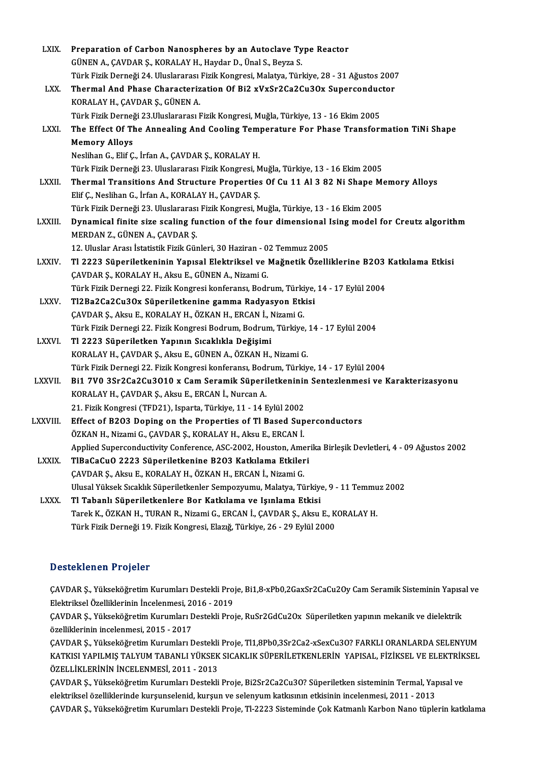LXIX. **Preparation of Carbon Nanospheres by an Autoclave Type Reactor**
GÜNEN A., ÇAVDAR Ş., KORALAY H., Haydar D., Ünal S., Beyza S.
Türk Fizik Derneği 24. Uluslararası Fizik Kongresi, Malatya, Türkiye, 28 - 31 Ağustos 2007

LXX. **Thermal And Phase Characterization Of $Bi_{2-x}V_xSr_2Ca_2Cu_3O_x$ Superconductor**
KORALAY H., ÇAVDAR Ş., GÜNEN A.
Türk Fizik Derneği 23.Uluslararası Fizik Kongresi, Muğla, Türkiye, 13 - 16 Ekim 2005

LXXI. **The Effect Of The Annealing And Cooling Temperature For Phase Transformation TiNi Shape Memory Alloys**
Neslihan G., Elif Ç., İrfan A., ÇAVDAR Ş., KORALAY H.
Türk Fizik Derneği 23. Uluslararası Fizik Kongresi, Muğla, Türkiye, 13 - 16 Ekim 2005

LXXII. **Thermal Transitions And Structure Properties Of Cu 11 Al 3 82 Ni Shape Memory Alloys**
Elif Ç., Neslihan G., İrfan A., KORALAY H., ÇAVDAR Ş.
Türk Fizik Derneği 23. Uluslararası Fizik Kongresi, Muğla, Türkiye, 13 - 16 Ekim 2005

LXXIII. **Dynamical finite size scaling function of the four dimensional Ising model for Creutz algorithm**
MERDAN Z., GÜNEN A., ÇAVDAR Ş.
12. Uluslar Arası İstatistik Fizik Günleri, 30 Haziran - 02 Temmuz 2005

LXXIV. **Tl 2223 Süperiletkeninin Yapısal Elektriksel ve Mağnetik Özelliklerine $B_2O_3$ Katkılama Etkisi**
ÇAVDAR Ş., KORALAY H., Aksu E., GÜNEN A., Nizami G.
Türk Fizik Dernegi 22. Fizik Kongresi konferansı, Bodrum, Türkiye, 14 - 17 Eylül 2004

LXXV. **$Tl_2Ba_2Ca_2Cu_3O_x$ Süperiletkenine gamma Radyasyon Etkisi**
ÇAVDAR Ş., Aksu E., KORALAY H., ÖZKAN H., ERCAN İ., Nizami G.
Türk Fizik Dernegi 22. Fizik Kongresi Bodrum, Bodrum, Türkiye, 14 - 17 Eylül 2004

LXXVI. **Tl 2223 Süperiletken Yapının Sıcaklıkla Değişimi**
KORALAY H., ÇAVDAR Ş., Aksu E., GÜNEN A., ÖZKAN H., Nizami G.
Türk Fizik Dernegi 22. Fizik Kongresi konferansı, Bodrum, Türkiye, 14 - 17 Eylül 2004

LXXVII. **$Bi_{1.7}V_{0.3}Sr_2Ca_2Cu_3O_{10}$ x Cam Seramik Süperiletkeninin Sentezlenmesi ve Karakterizasyonu**
KORALAY H., ÇAVDAR Ş., Aksu E., ERCAN İ., Nurcan A.
21. Fizik Kongresi (TFD21), Isparta, Türkiye, 11 - 14 Eylül 2002

LXXVIII. **Effect of $B_2O_3$ Doping on the Properties of Tl Based Superconductors**
ÖZKAN H., Nizami G., ÇAVDAR Ş., KORALAY H., Aksu E., ERCAN İ.
Applied Superconductivity Conference, ASC-2002, Houston, Amerika Birleşik Devletleri, 4 - 09 Ağustos 2002

LXXIX. **TlBaCaCuO 2223 Süperiletkenine $B_2O_3$ Katkılama Etkileri**
ÇAVDAR Ş., Aksu E., KORALAY H., ÖZKAN H., ERCAN İ., Nizami G.
Ulusal Yüksek Sıcaklık Süperiletkenler Sempozyumu, Malatya, Türkiye, 9 - 11 Temmuz 2002

LXXX. **Tl Tabanlı Süperiletkenlere Bor Katkılama ve Işınlama Etkisi**
Tarek K., ÖZKAN H., TURAN R., Nizami G., ERCAN İ., ÇAVDAR Ş., Aksu E., KORALAY H.
Türk Fizik Derneği 19. Fizik Kongresi, Elazığ, Türkiye, 26 - 29 Eylül 2000

## Desteklenen Projeler

ÇAVDAR Ş., Yükseköğretim Kurumları Destekli Proje, $Bi_{1,8-x}Pb_{0,2}Ga_xSr_2CaCu_2O_y$ Cam Seramik Sisteminin Yapısal ve Elektriksel Özelliklerinin İncelenmesi, 2016 - 2019

ÇAVDAR Ş., Yükseköğretim Kurumları Destekli Proje, $RuSr_2GdCu_2O_x$ Süperiletken yapının mekanik ve dielektrik özelliklerinin incelenmesi, 2015 - 2017

ÇAVDAR Ş., Yükseköğretim Kurumları Destekli Proje, $Tl_{1,8}Pb_{0,3}Sr_2Ca_{2-x}Se_xCu_3O$? FARKLI ORANLARDA SELENYUM KATKISI YAPILMIŞ TALYUM TABANLI YÜKSEK SICAKLIK SÜPERİLETKENLERİN YAPISAL, FİZİKSEL VE ELEKTRİKSEL ÖZELLİKLERİNİN İNCELENMESİ, 2011 - 2013

ÇAVDAR Ş., Yükseköğretim Kurumları Destekli Proje, $Bi_2Sr_2Ca_2Cu_3O$? Süperiletken sisteminin Termal, Yapısal ve elektriksel özelliklerinde kurşunselenid, kurşun ve selenyum katkısının etkisinin incelenmesi, 2011 - 2013

ÇAVDAR Ş., Yükseköğretim Kurumları Destekli Proje, Tl-2223 Sisteminde Çok Katmanlı Karbon Nano tüplerin katkılama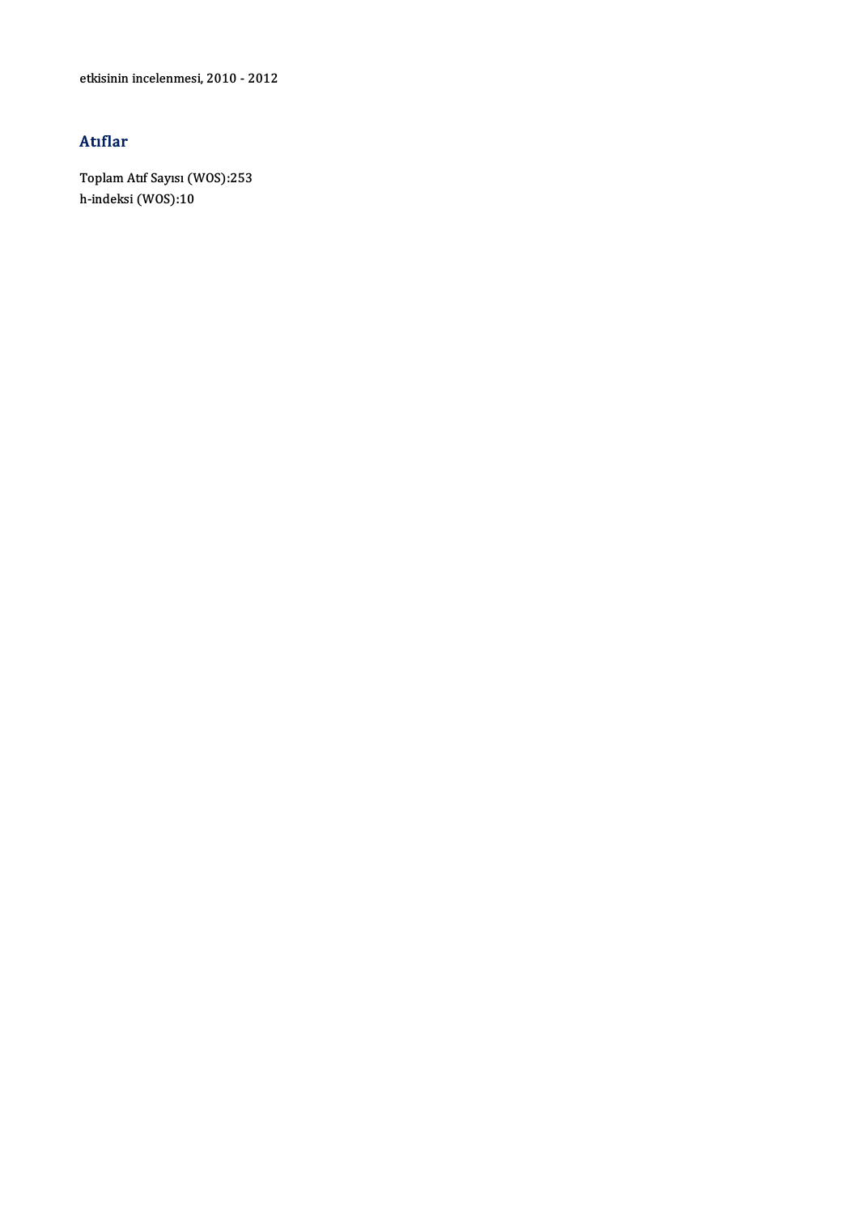etkisinin incelenmesi, 2010 - 2012

## Atıflar

Toplam Atıf Sayısı (WOS):253
h-indeksi (WOS):10